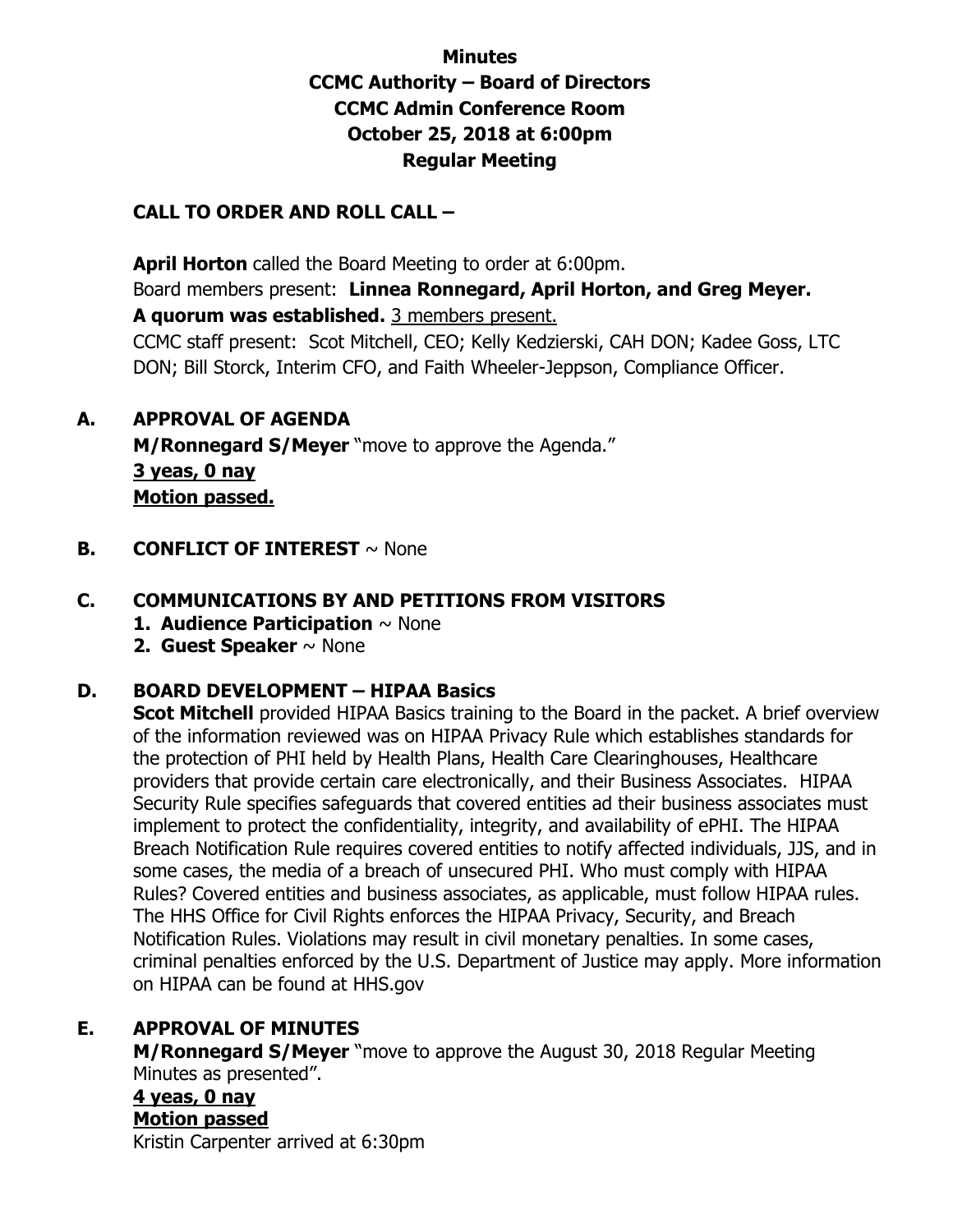**Minutes**
**CCMC Authority – Board of Directors**
**CCMC Admin Conference Room**
**October 25, 2018 at 6:00pm**
**Regular Meeting**

## CALL TO ORDER AND ROLL CALL –

**April Horton** called the Board Meeting to order at 6:00pm.
Board members present: **Linnea Ronnegard, April Horton, and Greg Meyer.**
**A quorum was established.** 3 members present.
CCMC staff present: Scot Mitchell, CEO; Kelly Kedzierski, CAH DON; Kadee Goss, LTC DON; Bill Storck, Interim CFO, and Faith Wheeler-Jeppson, Compliance Officer.

## A. APPROVAL OF AGENDA

**M/Ronnegard S/Meyer** "move to approve the Agenda."
**3 yeas, 0 nay**
**Motion passed.**

## B. CONFLICT OF INTEREST ~ None

## C. COMMUNICATIONS BY AND PETITIONS FROM VISITORS

1. **Audience Participation** ~ None
2. **Guest Speaker** ~ None

## D. BOARD DEVELOPMENT – HIPAA Basics

**Scot Mitchell** provided HIPAA Basics training to the Board in the packet. A brief overview of the information reviewed was on HIPAA Privacy Rule which establishes standards for the protection of PHI held by Health Plans, Health Care Clearinghouses, Healthcare providers that provide certain care electronically, and their Business Associates. HIPAA Security Rule specifies safeguards that covered entities ad their business associates must implement to protect the confidentiality, integrity, and availability of ePHI. The HIPAA Breach Notification Rule requires covered entities to notify affected individuals, JJS, and in some cases, the media of a breach of unsecured PHI. Who must comply with HIPAA Rules? Covered entities and business associates, as applicable, must follow HIPAA rules. The HHS Office for Civil Rights enforces the HIPAA Privacy, Security, and Breach Notification Rules. Violations may result in civil monetary penalties. In some cases, criminal penalties enforced by the U.S. Department of Justice may apply. More information on HIPAA can be found at HHS.gov

## E. APPROVAL OF MINUTES

**M/Ronnegard S/Meyer** "move to approve the August 30, 2018 Regular Meeting Minutes as presented".
**4 yeas, 0 nay**
**Motion passed**
Kristin Carpenter arrived at 6:30pm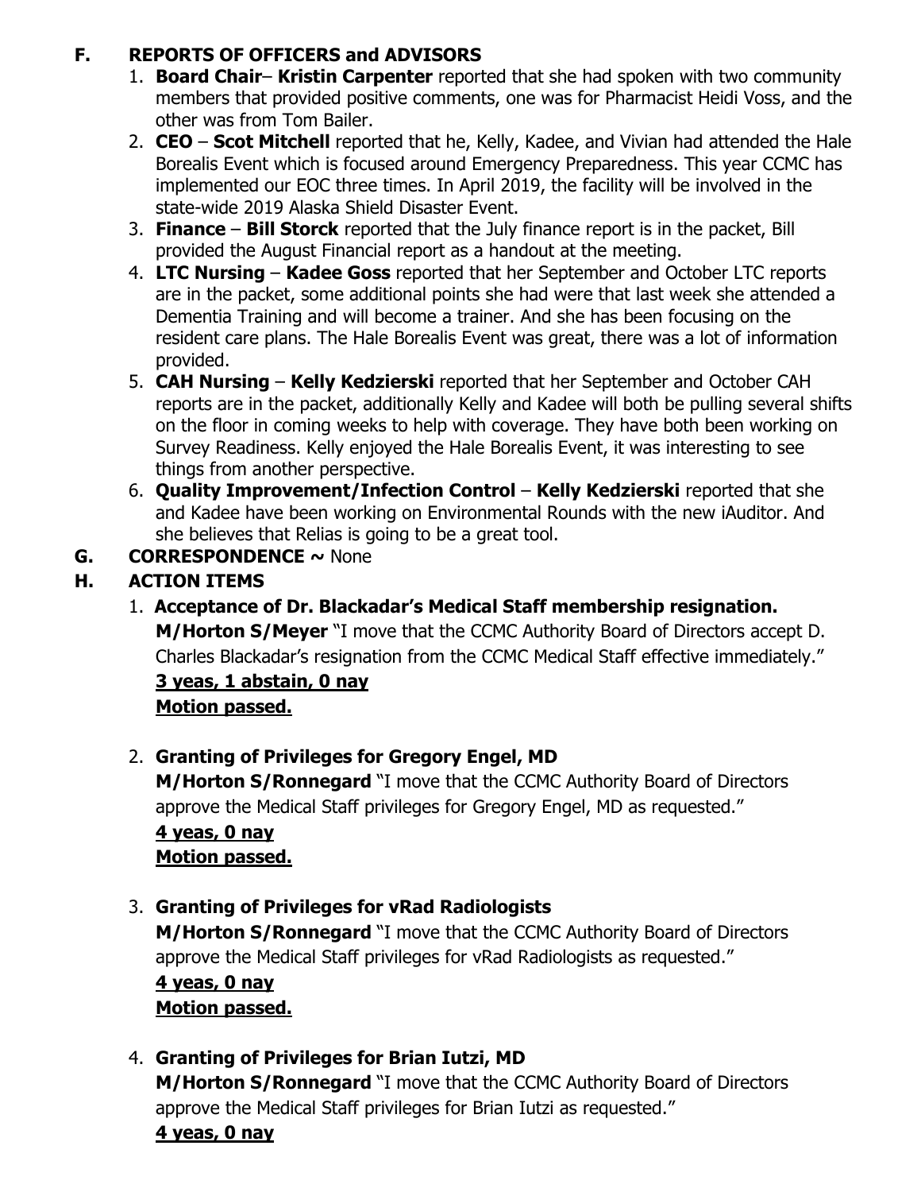## F. REPORTS OF OFFICERS and ADVISORS

1. **Board Chair**– **Kristin Carpenter** reported that she had spoken with two community members that provided positive comments, one was for Pharmacist Heidi Voss, and the other was from Tom Bailer.
2. **CEO** – **Scot Mitchell** reported that he, Kelly, Kadee, and Vivian had attended the Hale Borealis Event which is focused around Emergency Preparedness. This year CCMC has implemented our EOC three times. In April 2019, the facility will be involved in the state-wide 2019 Alaska Shield Disaster Event.
3. **Finance** – **Bill Storck** reported that the July finance report is in the packet, Bill provided the August Financial report as a handout at the meeting.
4. **LTC Nursing** – **Kadee Goss** reported that her September and October LTC reports are in the packet, some additional points she had were that last week she attended a Dementia Training and will become a trainer. And she has been focusing on the resident care plans. The Hale Borealis Event was great, there was a lot of information provided.
5. **CAH Nursing** – **Kelly Kedzierski** reported that her September and October CAH reports are in the packet, additionally Kelly and Kadee will both be pulling several shifts on the floor in coming weeks to help with coverage. They have both been working on Survey Readiness. Kelly enjoyed the Hale Borealis Event, it was interesting to see things from another perspective.
6. **Quality Improvement/Infection Control** – **Kelly Kedzierski** reported that she and Kadee have been working on Environmental Rounds with the new iAuditor. And she believes that Relias is going to be a great tool.

## G. CORRESPONDENCE ~ None

## H. ACTION ITEMS

1. **Acceptance of Dr. Blackadar's Medical Staff membership resignation.**
   **M/Horton S/Meyer** "I move that the CCMC Authority Board of Directors accept D. Charles Blackadar's resignation from the CCMC Medical Staff effective immediately."
   **3 yeas, 1 abstain, 0 nay**
   **Motion passed.**

2. **Granting of Privileges for Gregory Engel, MD**
   **M/Horton S/Ronnegard** "I move that the CCMC Authority Board of Directors approve the Medical Staff privileges for Gregory Engel, MD as requested."
   **4 yeas, 0 nay**
   **Motion passed.**

3. **Granting of Privileges for vRad Radiologists**
   **M/Horton S/Ronnegard** "I move that the CCMC Authority Board of Directors approve the Medical Staff privileges for vRad Radiologists as requested."
   **4 yeas, 0 nay**
   **Motion passed.**

4. **Granting of Privileges for Brian Iutzi, MD**
   **M/Horton S/Ronnegard** "I move that the CCMC Authority Board of Directors approve the Medical Staff privileges for Brian Iutzi as requested."
   **4 yeas, 0 nay**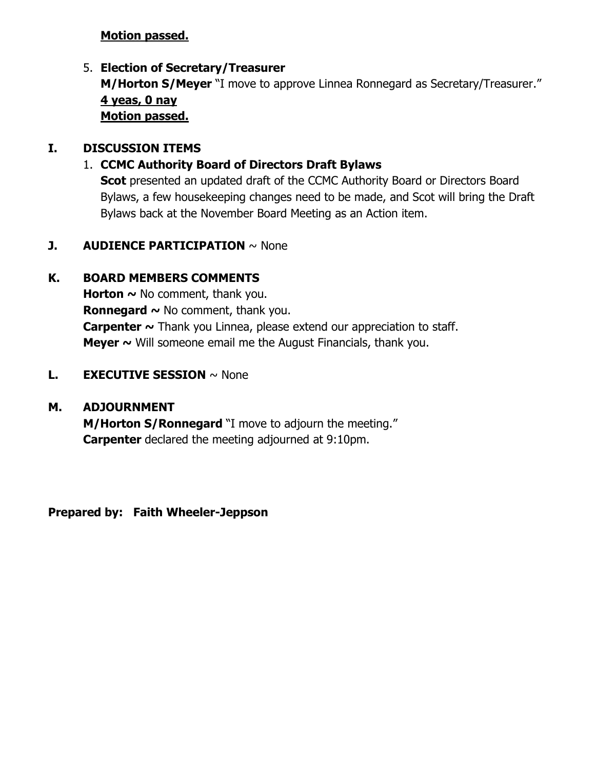**Motion passed.**

5. **Election of Secretary/Treasurer**
   **M/Horton S/Meyer** "I move to approve Linnea Ronnegard as Secretary/Treasurer."
   **4 yeas, 0 nay**
   **Motion passed.**

## I. DISCUSSION ITEMS

1. **CCMC Authority Board of Directors Draft Bylaws**
   **Scot** presented an updated draft of the CCMC Authority Board or Directors Board Bylaws, a few housekeeping changes need to be made, and Scot will bring the Draft Bylaws back at the November Board Meeting as an Action item.

## J. AUDIENCE PARTICIPATION ~ None

## K. BOARD MEMBERS COMMENTS

**Horton ~** No comment, thank you.
**Ronnegard ~** No comment, thank you.
**Carpenter ~** Thank you Linnea, please extend our appreciation to staff.
**Meyer ~** Will someone email me the August Financials, thank you.

## L. EXECUTIVE SESSION ~ None

## M. ADJOURNMENT

**M/Horton S/Ronnegard** "I move to adjourn the meeting."
**Carpenter** declared the meeting adjourned at 9:10pm.

**Prepared by: Faith Wheeler-Jeppson**